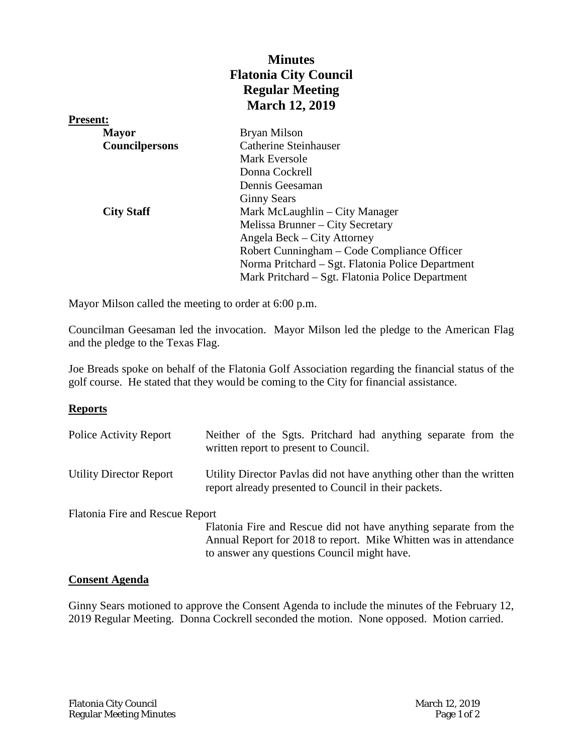# Minutes
# Flatonia City Council
# Regular Meeting
# March 12, 2019

**Present:**

| | |
|---|---|
| **Mayor** | Bryan Milson |
| **Councilpersons** | Catherine Steinhauser |
| | Mark Eversole |
| | Donna Cockrell |
| | Dennis Geesaman |
| | Ginny Sears |
| **City Staff** | Mark McLaughlin – City Manager |
| | Melissa Brunner – City Secretary |
| | Angela Beck – City Attorney |
| | Robert Cunningham – Code Compliance Officer |
| | Norma Pritchard – Sgt. Flatonia Police Department |
| | Mark Pritchard – Sgt. Flatonia Police Department |

Mayor Milson called the meeting to order at 6:00 p.m.

Councilman Geesaman led the invocation. Mayor Milson led the pledge to the American Flag and the pledge to the Texas Flag.

Joe Breads spoke on behalf of the Flatonia Golf Association regarding the financial status of the golf course. He stated that they would be coming to the City for financial assistance.

**Reports**

| | |
|---|---|
| Police Activity Report | Neither of the Sgts. Pritchard had anything separate from the written report to present to Council. |
| Utility Director Report | Utility Director Pavlas did not have anything other than the written report already presented to Council in their packets. |
| Flatonia Fire and Rescue Report | Flatonia Fire and Rescue did not have anything separate from the Annual Report for 2018 to report. Mike Whitten was in attendance to answer any questions Council might have. |

**Consent Agenda**

Ginny Sears motioned to approve the Consent Agenda to include the minutes of the February 12, 2019 Regular Meeting. Donna Cockrell seconded the motion. None opposed. Motion carried.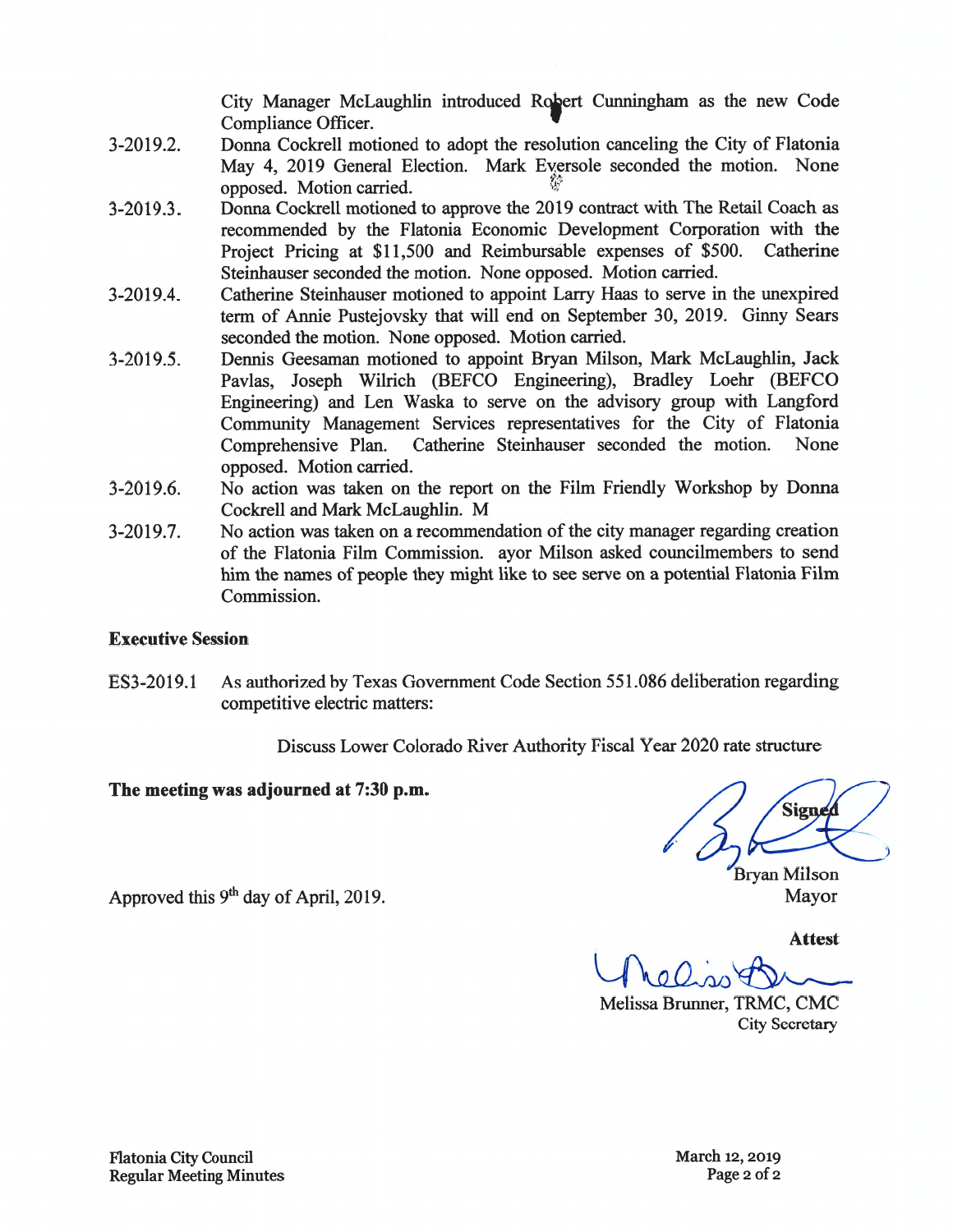City Manager McLaughlin introduced Robert Cunningham as the new Code Compliance Officer.

3-2019.2. Donna Cockrell motioned to adopt the resolution canceling the City of Flatonia May 4, 2019 General Election. Mark Eversole seconded the motion. None opposed. Motion carried.

3-2019.3. Donna Cockrell motioned to approve the 2019 contract with The Retail Coach as recommended by the Flatonia Economic Development Corporation with the Project Pricing at $11,500 and Reimbursable expenses of $500. Catherine Steinhauser seconded the motion. None opposed. Motion carried.

3-2019.4. Catherine Steinhauser motioned to appoint Larry Haas to serve in the unexpired term of Annie Pustejovsky that will end on September 30, 2019. Ginny Sears seconded the motion. None opposed. Motion carried.

3-2019.5. Dennis Geesaman motioned to appoint Bryan Milson, Mark McLaughlin, Jack Pavlas, Joseph Wilrich (BEFCO Engineering), Bradley Loehr (BEFCO Engineering) and Len Waska to serve on the advisory group with Langford Community Management Services representatives for the City of Flatonia Comprehensive Plan. Catherine Steinhauser seconded the motion. None opposed. Motion carried.

3-2019.6. No action was taken on the report on the Film Friendly Workshop by Donna Cockrell and Mark McLaughlin. M

3-2019.7. No action was taken on a recommendation of the city manager regarding creation of the Flatonia Film Commission. ayor Milson asked councilmembers to send him the names of people they might like to see serve on a potential Flatonia Film Commission.

**Executive Session**

ES3-2019.1 As authorized by Texas Government Code Section 551.086 deliberation regarding competitive electric matters:

Discuss Lower Colorado River Authority Fiscal Year 2020 rate structure

**The meeting was adjourned at 7:30 p.m.**

Signed

Bryan Milson
Mayor

Approved this 9th day of April, 2019.

**Attest**

Melissa Brunner, TRMC, CMC
City Secretary